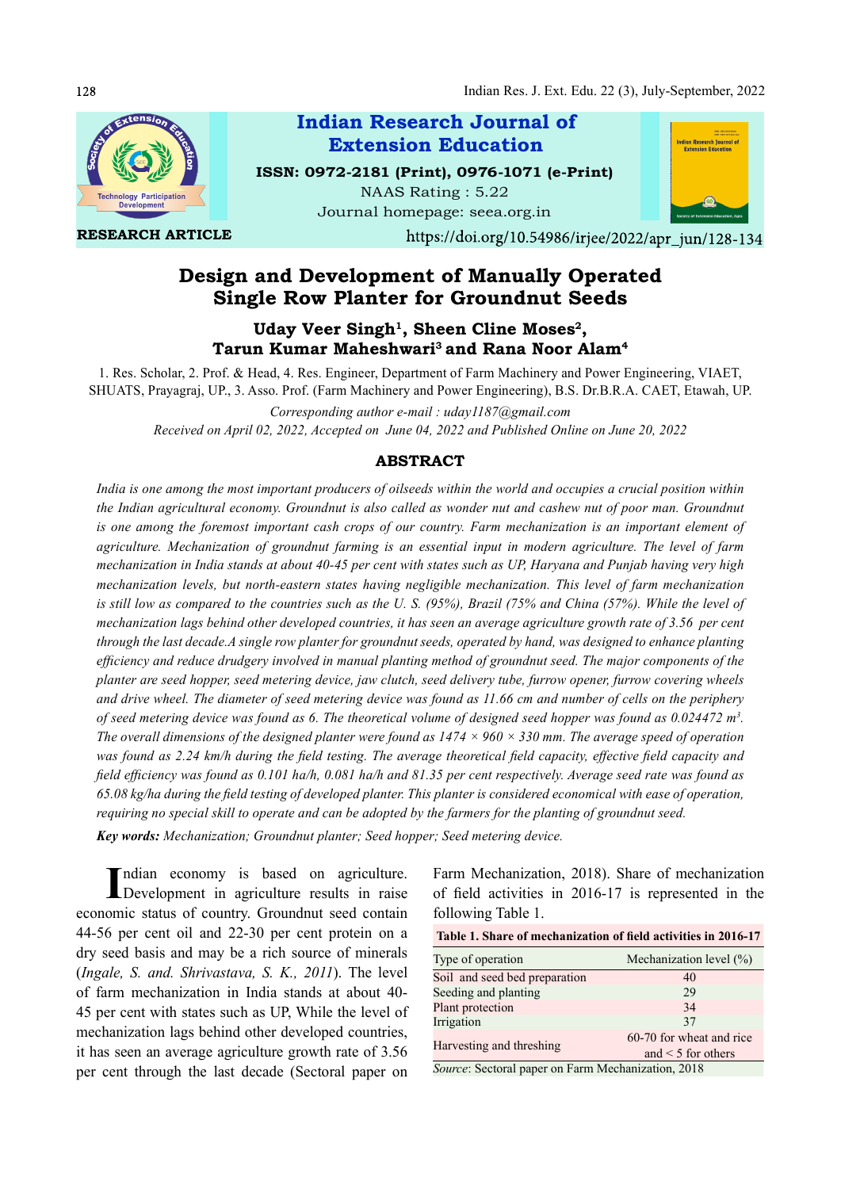Indian Research Journal of Extension Education

ISSN: 0972-2181 (Print), 0976-1071 (e-Print)

NAAS Rating : 5.22

Journal homepage: seea.org.in

**RESEARCH ARTICLE**

https://doi.org/10.54986/irjee/2022/apr_jun/128-134

# Design and Development of Manually Operated Single Row Planter for Groundnut Seeds

**Uday Veer Singh[1], Sheen Cline Moses[2], Tarun Kumar Maheshwari[3] and Rana Noor Alam[4]**

1. Res. Scholar, 2. Prof. & Head, 4. Res. Engineer, Department of Farm Machinery and Power Engineering, VIAET, SHUATS, Prayagraj, UP., 3. Asso. Prof. (Farm Machinery and Power Engineering), B.S. Dr.B.R.A. CAET, Etawah, UP.

*Corresponding author e-mail : uday1187@gmail.com*

*Received on April 02, 2022, Accepted on June 04, 2022 and Published Online on June 20, 2022*

## ABSTRACT

*India is one among the most important producers of oilseeds within the world and occupies a crucial position within the Indian agricultural economy. Groundnut is also called as wonder nut and cashew nut of poor man. Groundnut is one among the foremost important cash crops of our country. Farm mechanization is an important element of agriculture. Mechanization of groundnut farming is an essential input in modern agriculture. The level of farm mechanization in India stands at about 40-45 per cent with states such as UP, Haryana and Punjab having very high mechanization levels, but north-eastern states having negligible mechanization. This level of farm mechanization is still low as compared to the countries such as the U. S. (95%), Brazil (75% and China (57%). While the level of mechanization lags behind other developed countries, it has seen an average agriculture growth rate of 3.56 per cent through the last decade.A single row planter for groundnut seeds, operated by hand, was designed to enhance planting efficiency and reduce drudgery involved in manual planting method of groundnut seed. The major components of the planter are seed hopper, seed metering device, jaw clutch, seed delivery tube, furrow opener, furrow covering wheels and drive wheel. The diameter of seed metering device was found as 11.66 cm and number of cells on the periphery of seed metering device was found as 6. The theoretical volume of designed seed hopper was found as 0.024472 m$^3$. The overall dimensions of the designed planter were found as 1474 × 960 × 330 mm. The average speed of operation was found as 2.24 km/h during the field testing. The average theoretical field capacity, effective field capacity and field efficiency was found as 0.101 ha/h, 0.081 ha/h and 81.35 per cent respectively. Average seed rate was found as 65.08 kg/ha during the field testing of developed planter. This planter is considered economical with ease of operation, requiring no special skill to operate and can be adopted by the farmers for the planting of groundnut seed.*

***Key words:** Mechanization; Groundnut planter; Seed hopper; Seed metering device.*

Indian economy is based on agriculture. Development in agriculture results in raise economic status of country. Groundnut seed contain 44-56 per cent oil and 22-30 per cent protein on a dry seed basis and may be a rich source of minerals (*Ingale, S. and. Shrivastava, S. K., 2011*). The level of farm mechanization in India stands at about 40-45 per cent with states such as UP, While the level of mechanization lags behind other developed countries, it has seen an average agriculture growth rate of 3.56 per cent through the last decade (Sectoral paper on Farm Mechanization, 2018). Share of mechanization of field activities in 2016-17 is represented in the following Table 1.

**Table 1. Share of mechanization of field activities in 2016-17**

| Type of operation | Mechanization level (%) |
|---|---|
| Soil and seed bed preparation | 40 |
| Seeding and planting | 29 |
| Plant protection | 34 |
| Irrigation | 37 |
| Harvesting and threshing | 60-70 for wheat and rice and < 5 for others |

*Source*: Sectoral paper on Farm Mechanization, 2018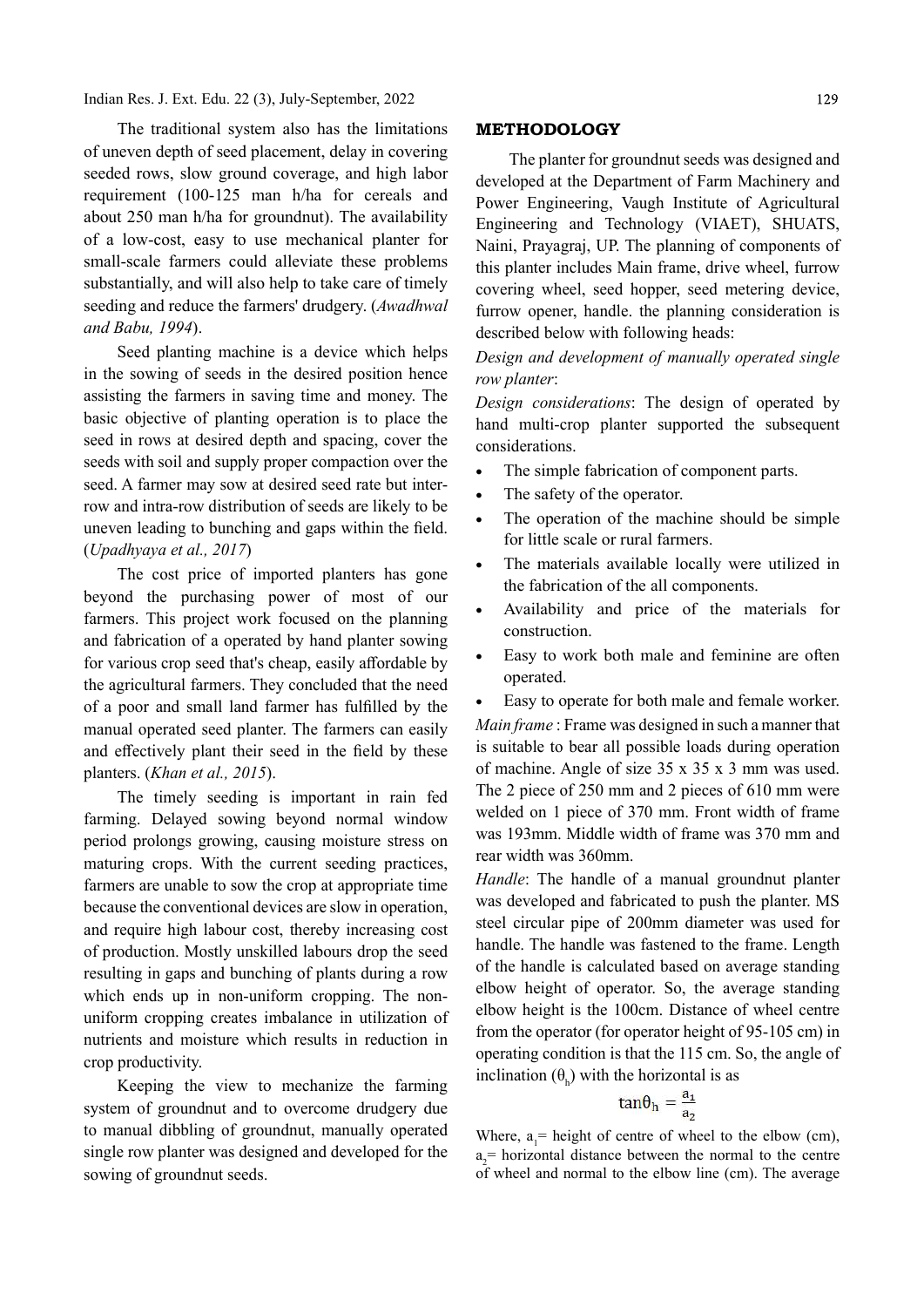The traditional system also has the limitations of uneven depth of seed placement, delay in covering seeded rows, slow ground coverage, and high labor requirement (100-125 man h/ha for cereals and about 250 man h/ha for groundnut). The availability of a low-cost, easy to use mechanical planter for small-scale farmers could alleviate these problems substantially, and will also help to take care of timely seeding and reduce the farmers' drudgery. (*Awadhwal and Babu, 1994*).

Seed planting machine is a device which helps in the sowing of seeds in the desired position hence assisting the farmers in saving time and money. The basic objective of planting operation is to place the seed in rows at desired depth and spacing, cover the seeds with soil and supply proper compaction over the seed. A farmer may sow at desired seed rate but inter-row and intra-row distribution of seeds are likely to be uneven leading to bunching and gaps within the field. (*Upadhyaya et al., 2017*)

The cost price of imported planters has gone beyond the purchasing power of most of our farmers. This project work focused on the planning and fabrication of a operated by hand planter sowing for various crop seed that's cheap, easily affordable by the agricultural farmers. They concluded that the need of a poor and small land farmer has fulfilled by the manual operated seed planter. The farmers can easily and effectively plant their seed in the field by these planters. (*Khan et al., 2015*).

The timely seeding is important in rain fed farming. Delayed sowing beyond normal window period prolongs growing, causing moisture stress on maturing crops. With the current seeding practices, farmers are unable to sow the crop at appropriate time because the conventional devices are slow in operation, and require high labour cost, thereby increasing cost of production. Mostly unskilled labours drop the seed resulting in gaps and bunching of plants during a row which ends up in non-uniform cropping. The non-uniform cropping creates imbalance in utilization of nutrients and moisture which results in reduction in crop productivity.

Keeping the view to mechanize the farming system of groundnut and to overcome drudgery due to manual dibbling of groundnut, manually operated single row planter was designed and developed for the sowing of groundnut seeds.

## METHODOLOGY

The planter for groundnut seeds was designed and developed at the Department of Farm Machinery and Power Engineering, Vaugh Institute of Agricultural Engineering and Technology (VIAET), SHUATS, Naini, Prayagraj, UP. The planning of components of this planter includes Main frame, drive wheel, furrow covering wheel, seed hopper, seed metering device, furrow opener, handle. the planning consideration is described below with following heads:

*Design and development of manually operated single row planter*:

*Design considerations*: The design of operated by hand multi-crop planter supported the subsequent considerations.

- The simple fabrication of component parts.
- The safety of the operator.
- The operation of the machine should be simple for little scale or rural farmers.
- The materials available locally were utilized in the fabrication of the all components.
- Availability and price of the materials for construction.
- Easy to work both male and feminine are often operated.
- Easy to operate for both male and female worker.

*Main frame* : Frame was designed in such a manner that is suitable to bear all possible loads during operation of machine. Angle of size 35 x 35 x 3 mm was used. The 2 piece of 250 mm and 2 pieces of 610 mm were welded on 1 piece of 370 mm. Front width of frame was 193mm. Middle width of frame was 370 mm and rear width was 360mm.

*Handle*: The handle of a manual groundnut planter was developed and fabricated to push the planter. MS steel circular pipe of 200mm diameter was used for handle. The handle was fastened to the frame. Length of the handle is calculated based on average standing elbow height of operator. So, the average standing elbow height is the 100cm. Distance of wheel centre from the operator (for operator height of 95-105 cm) in operating condition is that the 115 cm. So, the angle of inclination ($\theta_h$) with the horizontal is as

$$\tan\theta_h = \frac{a_1}{a_2}$$

Where, $a_1$= height of centre of wheel to the elbow (cm), $a_2$= horizontal distance between the normal to the centre of wheel and normal to the elbow line (cm). The average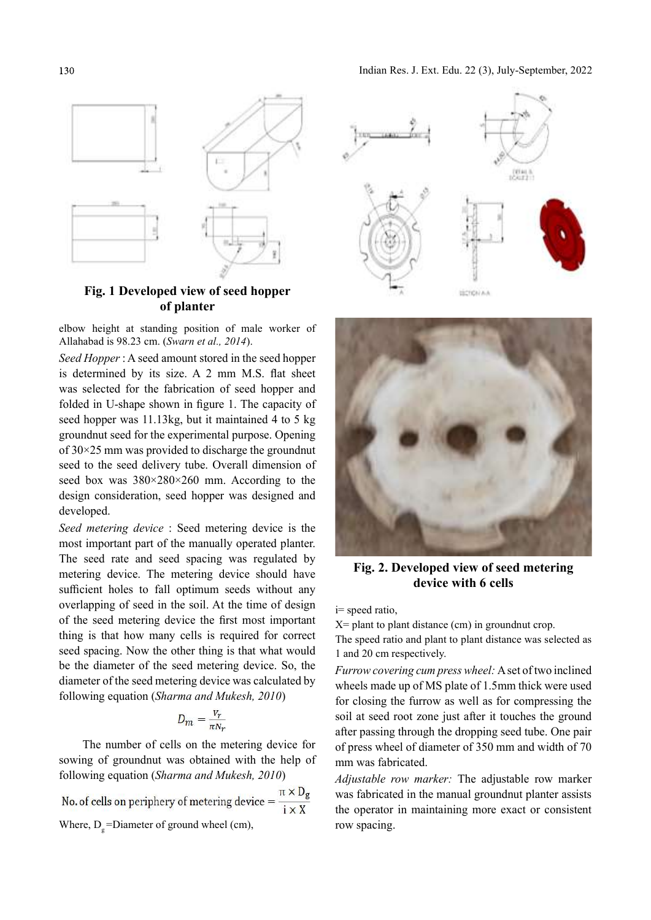Fig. 1 Developed view of seed hopper of planter

elbow height at standing position of male worker of Allahabad is 98.23 cm. (*Swarn et al., 2014*).

*Seed Hopper* : A seed amount stored in the seed hopper is determined by its size. A 2 mm M.S. flat sheet was selected for the fabrication of seed hopper and folded in U-shape shown in figure 1. The capacity of seed hopper was 11.13kg, but it maintained 4 to 5 kg groundnut seed for the experimental purpose. Opening of 30×25 mm was provided to discharge the groundnut seed to the seed delivery tube. Overall dimension of seed box was 380×280×260 mm. According to the design consideration, seed hopper was designed and developed.

*Seed metering device* : Seed metering device is the most important part of the manually operated planter. The seed rate and seed spacing was regulated by metering device. The metering device should have sufficient holes to fall optimum seeds without any overlapping of seed in the soil. At the time of design of the seed metering device the first most important thing is that how many cells is required for correct seed spacing. Now the other thing is that what would be the diameter of the seed metering device. So, the diameter of the seed metering device was calculated by following equation (*Sharma and Mukesh, 2010*)

$$D_m = \frac{V_r}{\pi N_r}$$

The number of cells on the metering device for sowing of groundnut was obtained with the help of following equation (*Sharma and Mukesh, 2010*)

$$\text{No. of cells on periphery of metering device} = \frac{\pi \times D_g}{i \times X}$$

Where, $D_g$ =Diameter of ground wheel (cm),

Fig. 2. Developed view of seed metering device with 6 cells

i= speed ratio,

X= plant to plant distance (cm) in groundnut crop.

The speed ratio and plant to plant distance was selected as 1 and 20 cm respectively.

*Furrow covering cum press wheel:* A set of two inclined wheels made up of MS plate of 1.5mm thick were used for closing the furrow as well as for compressing the soil at seed root zone just after it touches the ground after passing through the dropping seed tube. One pair of press wheel of diameter of 350 mm and width of 70 mm was fabricated.

*Adjustable row marker:* The adjustable row marker was fabricated in the manual groundnut planter assists the operator in maintaining more exact or consistent row spacing.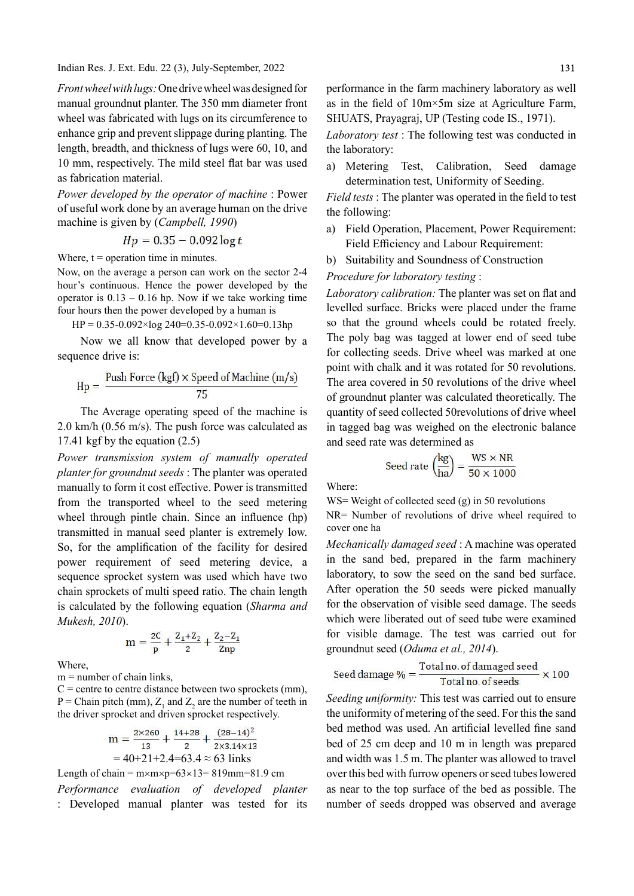*Front wheel with lugs:* One drive wheel was designed for manual groundnut planter. The 350 mm diameter front wheel was fabricated with lugs on its circumference to enhance grip and prevent slippage during planting. The length, breadth, and thickness of lugs were 60, 10, and 10 mm, respectively. The mild steel flat bar was used as fabrication material.

*Power developed by the operator of machine* : Power of useful work done by an average human on the drive machine is given by (*Campbell, 1990*)

$$Hp = 0.35 - 0.092 \log t$$

Where, t = operation time in minutes.

Now, on the average a person can work on the sector 2-4 hour's continuous. Hence the power developed by the operator is 0.13 – 0.16 hp. Now if we take working time four hours then the power developed by a human is

$$HP = 0.35 - 0.092 \times \log 240 = 0.35 - 0.092 \times 1.60 = 0.13 hp$$

Now we all know that developed power by a sequence drive is:

$$\text{Hp} = \frac{\text{Push Force (kgf)} \times \text{Speed of Machine (m/s)}}{75}$$

The Average operating speed of the machine is 2.0 km/h (0.56 m/s). The push force was calculated as 17.41 kgf by the equation (2.5)

*Power transmission system of manually operated planter for groundnut seeds* : The planter was operated manually to form it cost effective. Power is transmitted from the transported wheel to the seed metering wheel through pintle chain. Since an influence (hp) transmitted in manual seed planter is extremely low. So, for the amplification of the facility for desired power requirement of seed metering device, a sequence sprocket system was used which have two chain sprockets of multi speed ratio. The chain length is calculated by the following equation (*Sharma and Mukesh, 2010*).

$$\text{m} = \frac{2C}{p} + \frac{Z_1+Z_2}{2} + \frac{Z_2-Z_1}{Znp}$$

Where,
m = number of chain links,
C = centre to centre distance between two sprockets (mm), P = Chain pitch (mm), $Z_1$ and $Z_2$ are the number of teeth in the driver sprocket and driven sprocket respectively.

$$\text{m} = \frac{2\times260}{13} + \frac{14+28}{2} + \frac{(28-14)^2}{2\times3.14\times13}$$

= 40+21+2.4=63.4 ≈ 63 links

Length of chain = m×m×p=63×13= 819mm=81.9 cm

*Performance evaluation of developed planter* : Developed manual planter was tested for its performance in the farm machinery laboratory as well as in the field of 10m×5m size at Agriculture Farm, SHUATS, Prayagraj, UP (Testing code IS., 1971).

*Laboratory test* : The following test was conducted in the laboratory:

a) Metering Test, Calibration, Seed damage determination test, Uniformity of Seeding.

*Field tests* : The planter was operated in the field to test the following:

a) Field Operation, Placement, Power Requirement: Field Efficiency and Labour Requirement:
b) Suitability and Soundness of Construction

*Procedure for laboratory testing* :

*Laboratory calibration:* The planter was set on flat and levelled surface. Bricks were placed under the frame so that the ground wheels could be rotated freely. The poly bag was tagged at lower end of seed tube for collecting seeds. Drive wheel was marked at one point with chalk and it was rotated for 50 revolutions. The area covered in 50 revolutions of the drive wheel of groundnut planter was calculated theoretically. The quantity of seed collected 50revolutions of drive wheel in tagged bag was weighed on the electronic balance and seed rate was determined as

$$\text{Seed rate}\left(\frac{\text{kg}}{\text{ha}}\right) = \frac{\text{WS} \times \text{NR}}{50 \times 1000}$$

Where:
WS= Weight of collected seed (g) in 50 revolutions
NR= Number of revolutions of drive wheel required to cover one ha

*Mechanically damaged seed* : A machine was operated in the sand bed, prepared in the farm machinery laboratory, to sow the seed on the sand bed surface. After operation the 50 seeds were picked manually for the observation of visible seed damage. The seeds which were liberated out of seed tube were examined for visible damage. The test was carried out for groundnut seed (*Oduma et al., 2014*).

$$\text{Seed damage \%} = \frac{\text{Total no. of damaged seed}}{\text{Total no. of seeds}} \times 100$$

*Seeding uniformity:* This test was carried out to ensure the uniformity of metering of the seed. For this the sand bed method was used. An artificial levelled fine sand bed of 25 cm deep and 10 m in length was prepared and width was 1.5 m. The planter was allowed to travel over this bed with furrow openers or seed tubes lowered as near to the top surface of the bed as possible. The number of seeds dropped was observed and average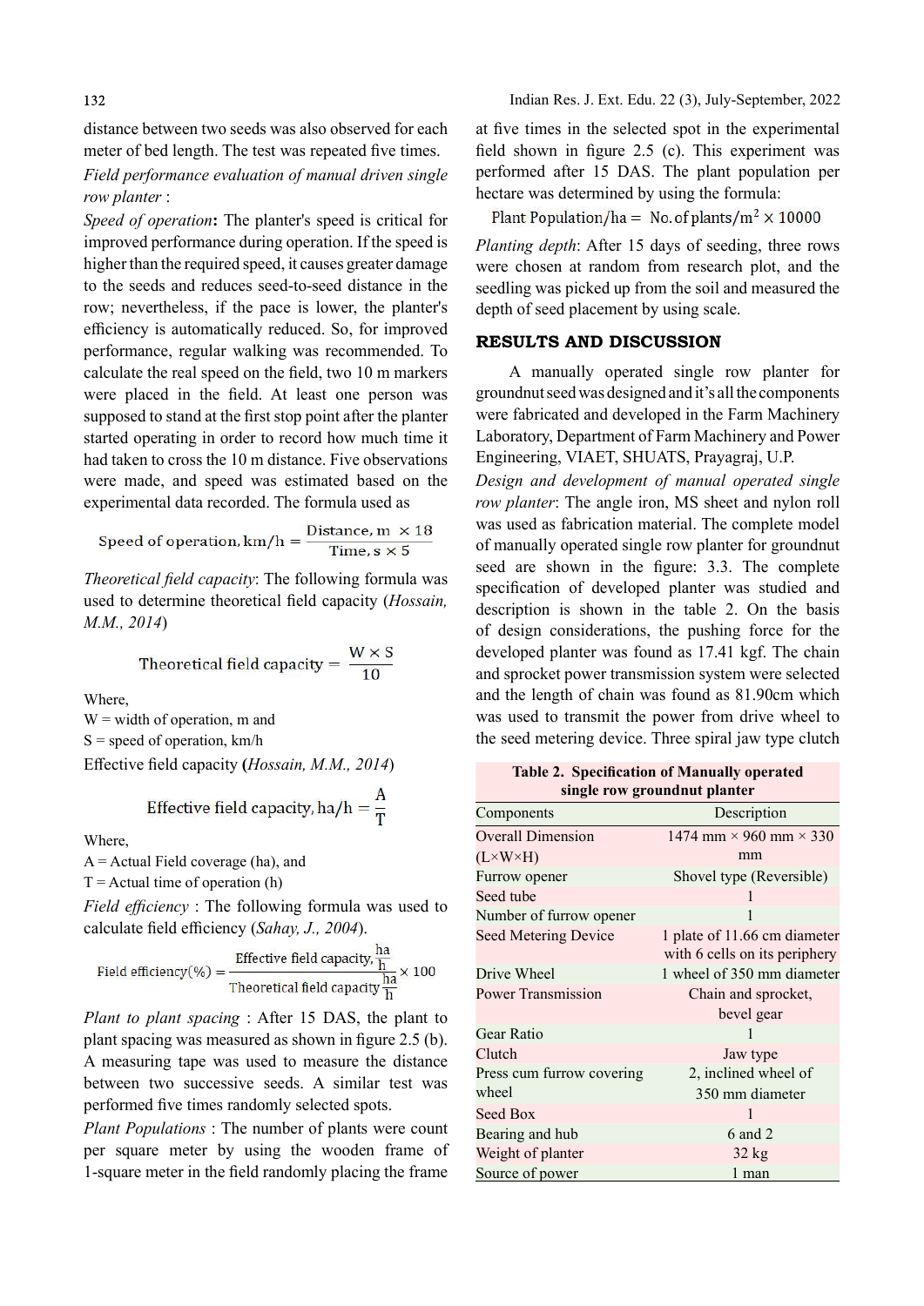distance between two seeds was also observed for each meter of bed length. The test was repeated five times.

*Field performance evaluation of manual driven single row planter* :

*Speed of operation*: The planter's speed is critical for improved performance during operation. If the speed is higher than the required speed, it causes greater damage to the seeds and reduces seed-to-seed distance in the row; nevertheless, if the pace is lower, the planter's efficiency is automatically reduced. So, for improved performance, regular walking was recommended. To calculate the real speed on the field, two 10 m markers were placed in the field. At least one person was supposed to stand at the first stop point after the planter started operating in order to record how much time it had taken to cross the 10 m distance. Five observations were made, and speed was estimated based on the experimental data recorded. The formula used as

$$\text{Speed of operation, km/h} = \frac{\text{Distance, m} \times 18}{\text{Time, s} \times 5}$$

*Theoretical field capacity*: The following formula was used to determine theoretical field capacity (*Hossain, M.M., 2014*)

$$\text{Theoretical field capacity} = \frac{W \times S}{10}$$

Where,
W = width of operation, m and
S = speed of operation, km/h

Effective field capacity (*Hossain, M.M., 2014*)

$$\text{Effective field capacity, ha/h} = \frac{A}{T}$$

Where,
A = Actual Field coverage (ha), and
T = Actual time of operation (h)

*Field efficiency* : The following formula was used to calculate field efficiency (*Sahay, J., 2004*).

$$\text{Field efficiency(\%)} = \frac{\text{Effective field capacity, }\frac{ha}{h}}{\text{Theoretical field capacity }\frac{ha}{h}} \times 100$$

*Plant to plant spacing* : After 15 DAS, the plant to plant spacing was measured as shown in figure 2.5 (b). A measuring tape was used to measure the distance between two successive seeds. A similar test was performed five times randomly selected spots.

*Plant Populations* : The number of plants were count per square meter by using the wooden frame of 1-square meter in the field randomly placing the frame at five times in the selected spot in the experimental field shown in figure 2.5 (c). This experiment was performed after 15 DAS. The plant population per hectare was determined by using the formula:

$$\text{Plant Population/ha} = \text{No. of plants/m}^2 \times 10000$$

*Planting depth*: After 15 days of seeding, three rows were chosen at random from research plot, and the seedling was picked up from the soil and measured the depth of seed placement by using scale.

## RESULTS AND DISCUSSION

A manually operated single row planter for groundnut seed was designed and it's all the components were fabricated and developed in the Farm Machinery Laboratory, Department of Farm Machinery and Power Engineering, VIAET, SHUATS, Prayagraj, U.P.

*Design and development of manual operated single row planter*: The angle iron, MS sheet and nylon roll was used as fabrication material. The complete model of manually operated single row planter for groundnut seed are shown in the figure: 3.3. The complete specification of developed planter was studied and description is shown in the table 2. On the basis of design considerations, the pushing force for the developed planter was found as 17.41 kgf. The chain and sprocket power transmission system were selected and the length of chain was found as 81.90cm which was used to transmit the power from drive wheel to the seed metering device. Three spiral jaw type clutch

**Table 2. Specification of Manually operated single row groundnut planter**

| Components | Description |
|---|---|
| Overall Dimension (L×W×H) | 1474 mm × 960 mm × 330 mm |
| Furrow opener | Shovel type (Reversible) |
| Seed tube | 1 |
| Number of furrow opener | 1 |
| Seed Metering Device | 1 plate of 11.66 cm diameter with 6 cells on its periphery |
| Drive Wheel | 1 wheel of 350 mm diameter |
| Power Transmission | Chain and sprocket, bevel gear |
| Gear Ratio | 1 |
| Clutch | Jaw type |
| Press cum furrow covering wheel | 2, inclined wheel of 350 mm diameter |
| Seed Box | 1 |
| Bearing and hub | 6 and 2 |
| Weight of planter | 32 kg |
| Source of power | 1 man |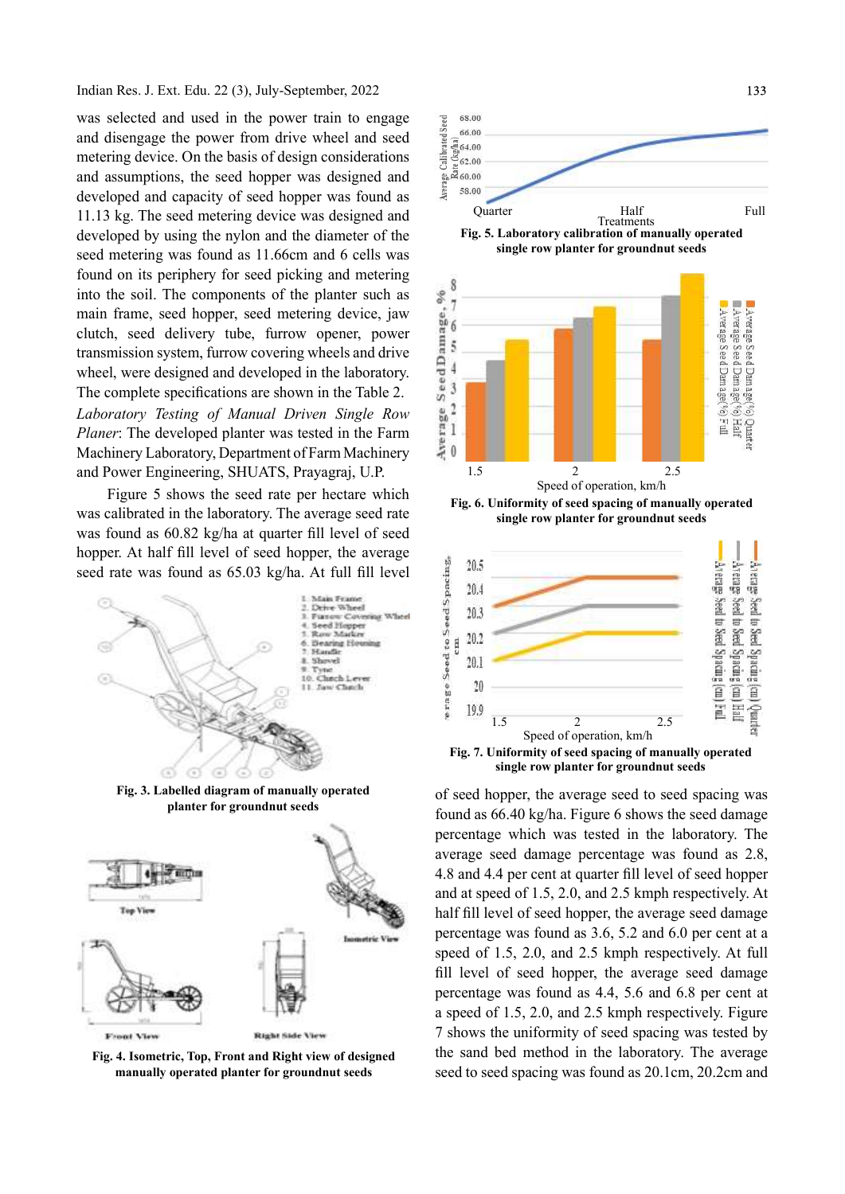was selected and used in the power train to engage and disengage the power from drive wheel and seed metering device. On the basis of design considerations and assumptions, the seed hopper was designed and developed and capacity of seed hopper was found as 11.13 kg. The seed metering device was designed and developed by using the nylon and the diameter of the seed metering was found as 11.66cm and 6 cells was found on its periphery for seed picking and metering into the soil. The components of the planter such as main frame, seed hopper, seed metering device, jaw clutch, seed delivery tube, furrow opener, power transmission system, furrow covering wheels and drive wheel, were designed and developed in the laboratory. The complete specifications are shown in the Table 2.

*Laboratory Testing of Manual Driven Single Row Planter*: The developed planter was tested in the Farm Machinery Laboratory, Department of Farm Machinery and Power Engineering, SHUATS, Prayagraj, U.P.

Figure 5 shows the seed rate per hectare which was calibrated in the laboratory. The average seed rate was found as 60.82 kg/ha at quarter fill level of seed hopper. At half fill level of seed hopper, the average seed rate was found as 65.03 kg/ha. At full fill level of seed hopper, the average seed to seed spacing was found as 66.40 kg/ha. Figure 6 shows the seed damage percentage which was tested in the laboratory. The average seed damage percentage was found as 2.8, 4.8 and 4.4 per cent at quarter fill level of seed hopper and at speed of 1.5, 2.0, and 2.5 kmph respectively. At half fill level of seed hopper, the average seed damage percentage was found as 3.6, 5.2 and 6.0 per cent at a speed of 1.5, 2.0, and 2.5 kmph respectively. At full fill level of seed hopper, the average seed damage percentage was found as 4.4, 5.6 and 6.8 per cent at a speed of 1.5, 2.0, and 2.5 kmph respectively. Figure 7 shows the uniformity of seed spacing was tested by the sand bed method in the laboratory. The average seed to seed spacing was found as 20.1cm, 20.2cm and

**Fig. 3. Labelled diagram of manually operated planter for groundnut seeds**

**Fig. 4. Isometric, Top, Front and Right view of designed manually operated planter for groundnut seeds**

**Fig. 5. Laboratory calibration of manually operated single row planter for groundnut seeds**

**Fig. 6. Uniformity of seed spacing of manually operated single row planter for groundnut seeds**

**Fig. 7. Uniformity of seed spacing of manually operated single row planter for groundnut seeds**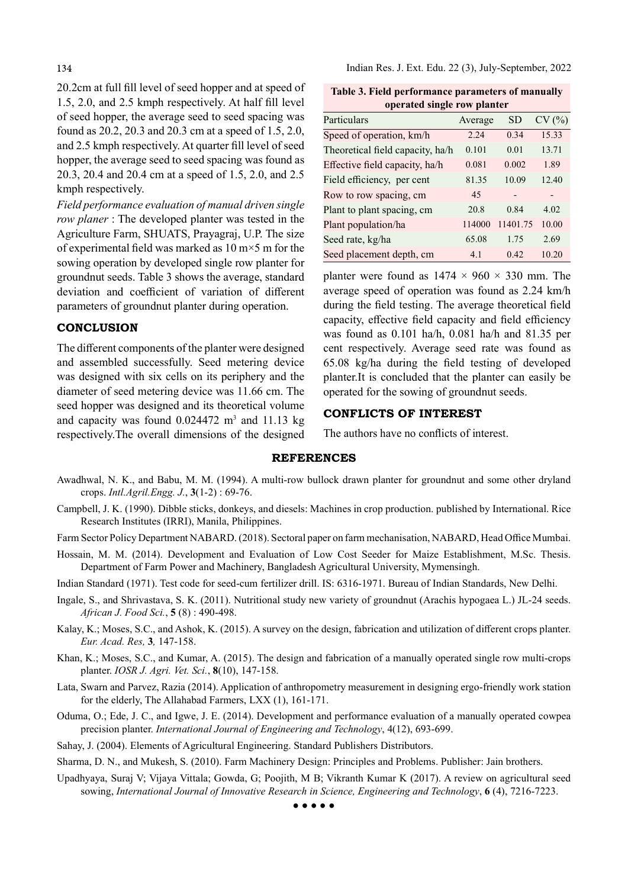20.2cm at full fill level of seed hopper and at speed of 1.5, 2.0, and 2.5 kmph respectively. At half fill level of seed hopper, the average seed to seed spacing was found as 20.2, 20.3 and 20.3 cm at a speed of 1.5, 2.0, and 2.5 kmph respectively. At quarter fill level of seed hopper, the average seed to seed spacing was found as 20.3, 20.4 and 20.4 cm at a speed of 1.5, 2.0, and 2.5 kmph respectively.

*Field performance evaluation of manual driven single row planer* : The developed planter was tested in the Agriculture Farm, SHUATS, Prayagraj, U.P. The size of experimental field was marked as 10 m×5 m for the sowing operation by developed single row planter for groundnut seeds. Table 3 shows the average, standard deviation and coefficient of variation of different parameters of groundnut planter during operation.

**Table 3. Field performance parameters of manually operated single row planter**

| Particulars | Average | SD | CV (%) |
|---|---|---|---|
| Speed of operation, km/h | 2.24 | 0.34 | 15.33 |
| Theoretical field capacity, ha/h | 0.101 | 0.01 | 13.71 |
| Effective field capacity, ha/h | 0.081 | 0.002 | 1.89 |
| Field efficiency, per cent | 81.35 | 10.09 | 12.40 |
| Row to row spacing, cm | 45 | - | - |
| Plant to plant spacing, cm | 20.8 | 0.84 | 4.02 |
| Plant population/ha | 114000 | 11401.75 | 10.00 |
| Seed rate, kg/ha | 65.08 | 1.75 | 2.69 |
| Seed placement depth, cm | 4.1 | 0.42 | 10.20 |

## CONCLUSION

The different components of the planter were designed and assembled successfully. Seed metering device was designed with six cells on its periphery and the diameter of seed metering device was 11.66 cm. The seed hopper was designed and its theoretical volume and capacity was found 0.024472 $m^3$ and 11.13 kg respectively.The overall dimensions of the designed planter were found as 1474 × 960 × 330 mm. The average speed of operation was found as 2.24 km/h during the field testing. The average theoretical field capacity, effective field capacity and field efficiency was found as 0.101 ha/h, 0.081 ha/h and 81.35 per cent respectively. Average seed rate was found as 65.08 kg/ha during the field testing of developed planter.It is concluded that the planter can easily be operated for the sowing of groundnut seeds.

## CONFLICTS OF INTEREST

The authors have no conflicts of interest.

## REFERENCES

Awadhwal, N. K., and Babu, M. M. (1994). A multi-row bullock drawn planter for groundnut and some other dryland crops. *Intl.Agril.Engg. J.*, **3**(1-2) : 69-76.

Campbell, J. K. (1990). Dibble sticks, donkeys, and diesels: Machines in crop production. published by International. Rice Research Institutes (IRRI), Manila, Philippines.

Farm Sector Policy Department NABARD. (2018). Sectoral paper on farm mechanisation, NABARD, Head Office Mumbai.

Hossain, M. M. (2014). Development and Evaluation of Low Cost Seeder for Maize Establishment, M.Sc. Thesis. Department of Farm Power and Machinery, Bangladesh Agricultural University, Mymensingh.

Indian Standard (1971). Test code for seed-cum fertilizer drill. IS: 6316-1971. Bureau of Indian Standards, New Delhi.

Ingale, S., and Shrivastava, S. K. (2011). Nutritional study new variety of groundnut (Arachis hypogaea L.) JL-24 seeds. *African J. Food Sci.*, **5** (8) : 490-498.

Kalay, K.; Moses, S.C., and Ashok, K. (2015). A survey on the design, fabrication and utilization of different crops planter. *Eur. Acad. Res,* **3***,* 147-158.

Khan, K.; Moses, S.C., and Kumar, A. (2015). The design and fabrication of a manually operated single row multi-crops planter. *IOSR J. Agri. Vet. Sci.*, **8**(10), 147-158.

Lata, Swarn and Parvez, Razia (2014). Application of anthropometry measurement in designing ergo-friendly work station for the elderly, The Allahabad Farmers, LXX (1), 161-171.

Oduma, O.; Ede, J. C., and Igwe, J. E. (2014). Development and performance evaluation of a manually operated cowpea precision planter. *International Journal of Engineering and Technology*, 4(12), 693-699.

Sahay, J. (2004). Elements of Agricultural Engineering. Standard Publishers Distributors.

Sharma, D. N., and Mukesh, S. (2010). Farm Machinery Design: Principles and Problems. Publisher: Jain brothers.

Upadhyaya, Suraj V; Vijaya Vittala; Gowda, G; Poojith, M B; Vikranth Kumar K (2017). A review on agricultural seed sowing, *International Journal of Innovative Research in Science, Engineering and Technology*, **6** (4), 7216-7223.

• • • • •